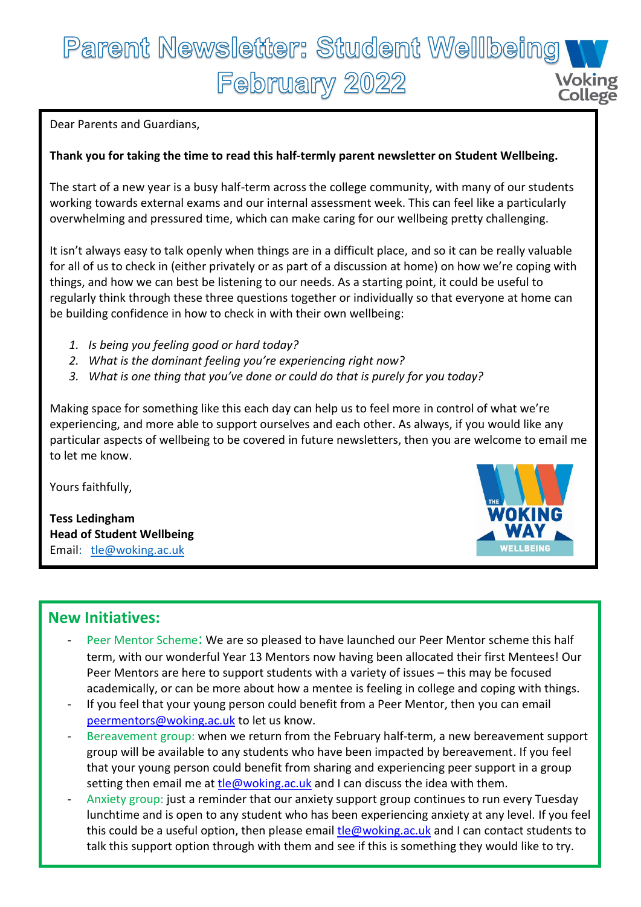# Parent Newsletter: Student Wellbeing February 2022

Dear Parents and Guardians,

**Thank you for taking the time to read this half-termly parent newsletter on Student Wellbeing.**

The start of a new year is a busy half-term across the college community, with many of our students working towards external exams and our internal assessment week. This can feel like a particularly overwhelming and pressured time, which can make caring for our wellbeing pretty challenging.

It isn't always easy to talk openly when things are in a difficult place, and so it can be really valuable for all of us to check in (either privately or as part of a discussion at home) on how we're coping with things, and how we can best be listening to our needs. As a starting point, it could be useful to regularly think through these three questions together or individually so that everyone at home can be building confidence in how to check in with their own wellbeing:

1. *Is being you feeling good or hard today?*
2. *What is the dominant feeling you're experiencing right now?*
3. *What is one thing that you've done or could do that is purely for you today?*

Making space for something like this each day can help us to feel more in control of what we're experiencing, and more able to support ourselves and each other. As always, if you would like any particular aspects of wellbeing to be covered in future newsletters, then you are welcome to email me to let me know.

Yours faithfully,

**Tess Ledingham**
**Head of Student Wellbeing**
Email: tle@woking.ac.uk

## New Initiatives:

- Peer Mentor Scheme: We are so pleased to have launched our Peer Mentor scheme this half term, with our wonderful Year 13 Mentors now having been allocated their first Mentees! Our Peer Mentors are here to support students with a variety of issues – this may be focused academically, or can be more about how a mentee is feeling in college and coping with things.
- If you feel that your young person could benefit from a Peer Mentor, then you can email peermentors@woking.ac.uk to let us know.
- Bereavement group: when we return from the February half-term, a new bereavement support group will be available to any students who have been impacted by bereavement. If you feel that your young person could benefit from sharing and experiencing peer support in a group setting then email me at tle@woking.ac.uk and I can discuss the idea with them.
- Anxiety group: just a reminder that our anxiety support group continues to run every Tuesday lunchtime and is open to any student who has been experiencing anxiety at any level. If you feel this could be a useful option, then please email tle@woking.ac.uk and I can contact students to talk this support option through with them and see if this is something they would like to try.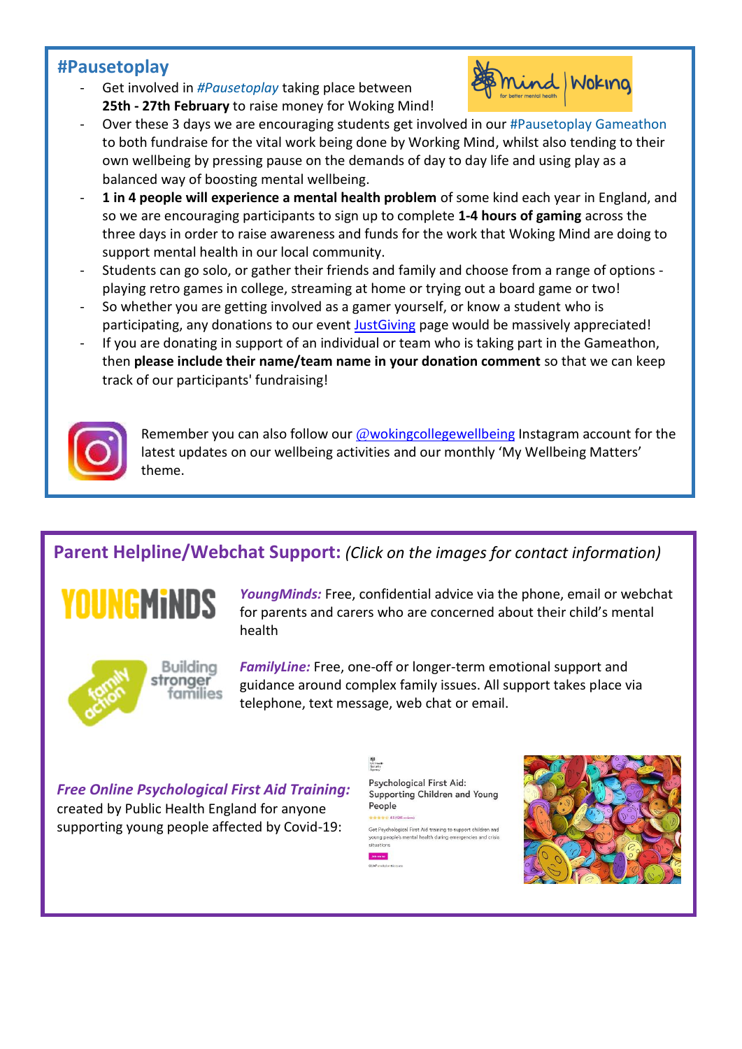## #Pausetoplay

- Get involved in *#Pausetoplay* taking place between **25th - 27th February** to raise money for Woking Mind!
- Over these 3 days we are encouraging students get involved in our #Pausetoplay Gameathon to both fundraise for the vital work being done by Working Mind, whilst also tending to their own wellbeing by pressing pause on the demands of day to day life and using play as a balanced way of boosting mental wellbeing.
- **1 in 4 people will experience a mental health problem** of some kind each year in England, and so we are encouraging participants to sign up to complete **1-4 hours of gaming** across the three days in order to raise awareness and funds for the work that Woking Mind are doing to support mental health in our local community.
- Students can go solo, or gather their friends and family and choose from a range of options - playing retro games in college, streaming at home or trying out a board game or two!
- So whether you are getting involved as a gamer yourself, or know a student who is participating, any donations to our event JustGiving page would be massively appreciated!
- If you are donating in support of an individual or team who is taking part in the Gameathon, then **please include their name/team name in your donation comment** so that we can keep track of our participants' fundraising!

Remember you can also follow our @wokingcollegewellbeing Instagram account for the latest updates on our wellbeing activities and our monthly 'My Wellbeing Matters' theme.

## Parent Helpline/Webchat Support: *(Click on the images for contact information)*

***YoungMinds:*** Free, confidential advice via the phone, email or webchat for parents and carers who are concerned about their child's mental health

***FamilyLine:*** Free, one-off or longer-term emotional support and guidance around complex family issues. All support takes place via telephone, text message, web chat or email.

***Free Online Psychological First Aid Training:*** created by Public Health England for anyone supporting young people affected by Covid-19: